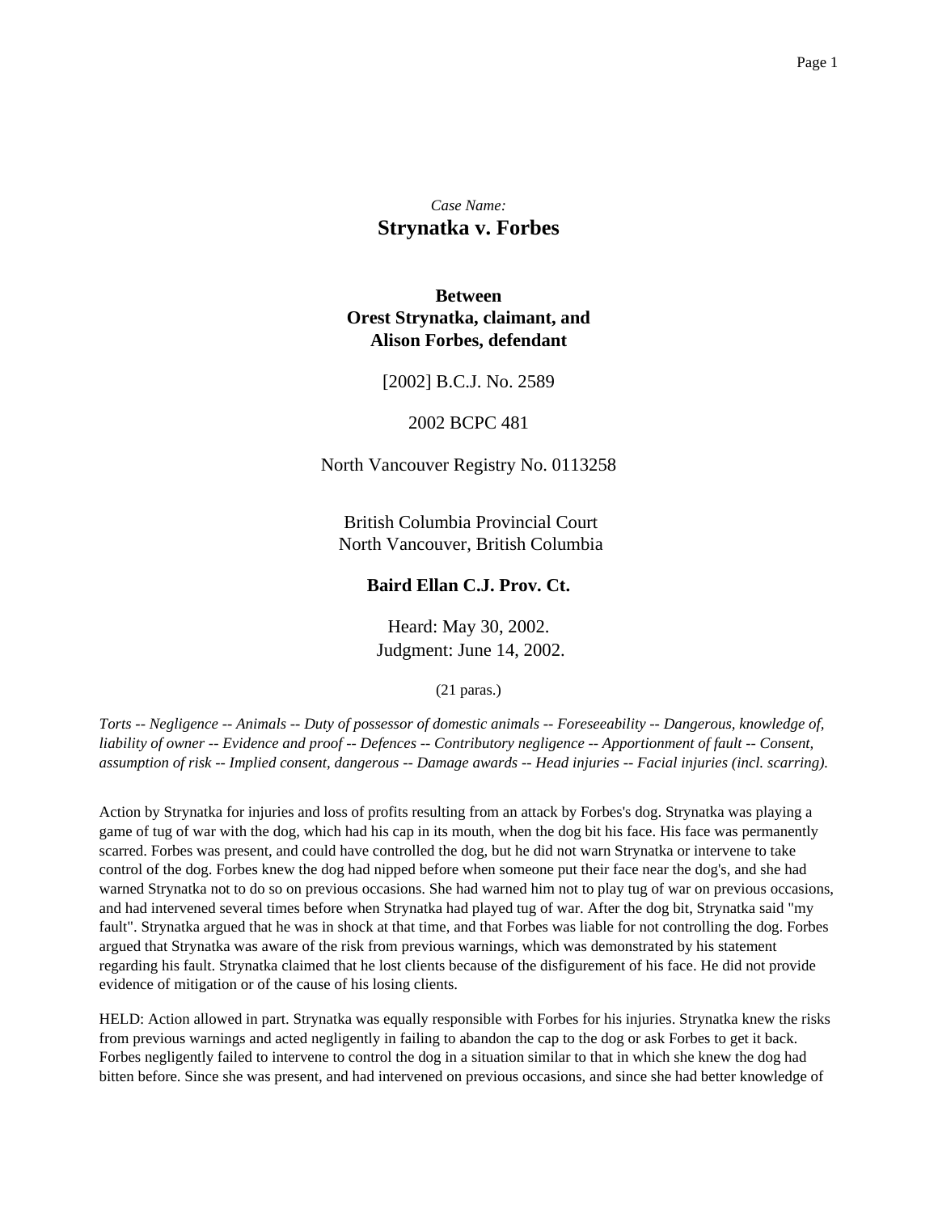*Case Name:*

# Strynatka v. Forbes

**Between**
**Orest Strynatka, claimant, and**
**Alison Forbes, defendant**

[2002] B.C.J. No. 2589

2002 BCPC 481

North Vancouver Registry No. 0113258

British Columbia Provincial Court
North Vancouver, British Columbia

**Baird Ellan C.J. Prov. Ct.**

Heard: May 30, 2002.
Judgment: June 14, 2002.

(21 paras.)

*Torts -- Negligence -- Animals -- Duty of possessor of domestic animals -- Foreseeability -- Dangerous, knowledge of, liability of owner -- Evidence and proof -- Defences -- Contributory negligence -- Apportionment of fault -- Consent, assumption of risk -- Implied consent, dangerous -- Damage awards -- Head injuries -- Facial injuries (incl. scarring).*

Action by Strynatka for injuries and loss of profits resulting from an attack by Forbes's dog. Strynatka was playing a game of tug of war with the dog, which had his cap in its mouth, when the dog bit his face. His face was permanently scarred. Forbes was present, and could have controlled the dog, but he did not warn Strynatka or intervene to take control of the dog. Forbes knew the dog had nipped before when someone put their face near the dog's, and she had warned Strynatka not to do so on previous occasions. She had warned him not to play tug of war on previous occasions, and had intervened several times before when Strynatka had played tug of war. After the dog bit, Strynatka said "my fault". Strynatka argued that he was in shock at that time, and that Forbes was liable for not controlling the dog. Forbes argued that Strynatka was aware of the risk from previous warnings, which was demonstrated by his statement regarding his fault. Strynatka claimed that he lost clients because of the disfigurement of his face. He did not provide evidence of mitigation or of the cause of his losing clients.

HELD: Action allowed in part. Strynatka was equally responsible with Forbes for his injuries. Strynatka knew the risks from previous warnings and acted negligently in failing to abandon the cap to the dog or ask Forbes to get it back. Forbes negligently failed to intervene to control the dog in a situation similar to that in which she knew the dog had bitten before. Since she was present, and had intervened on previous occasions, and since she had better knowledge of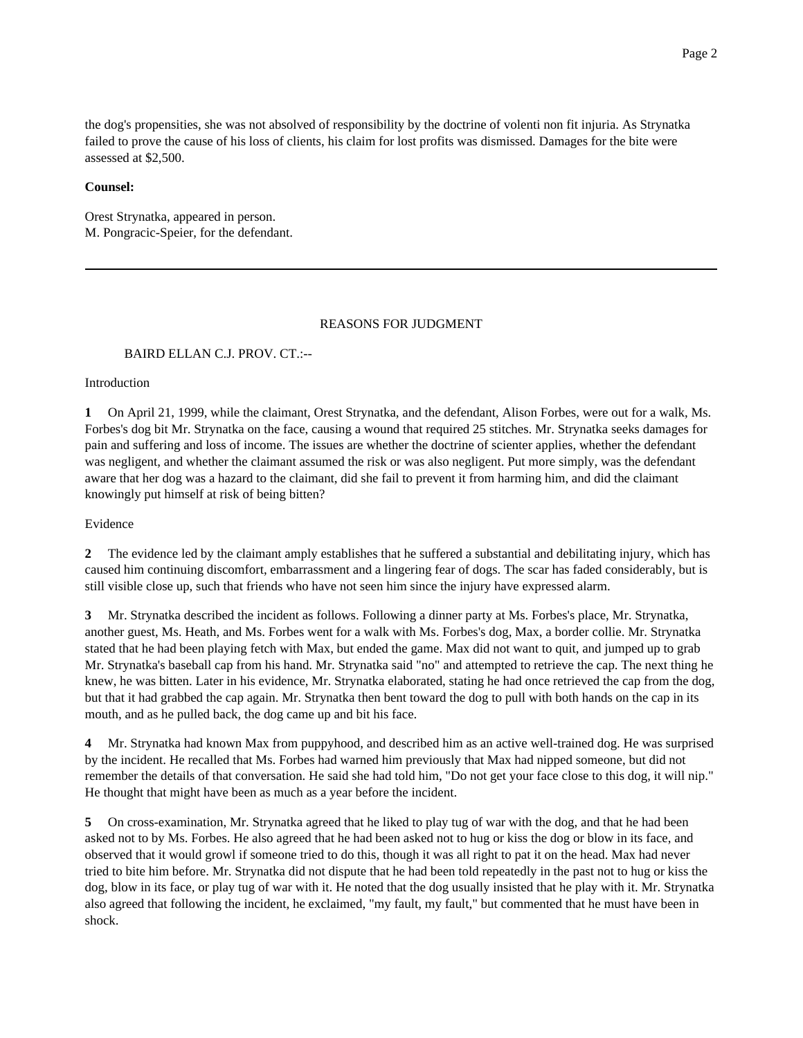the dog's propensities, she was not absolved of responsibility by the doctrine of volenti non fit injuria. As Strynatka failed to prove the cause of his loss of clients, his claim for lost profits was dismissed. Damages for the bite were assessed at $2,500.

**Counsel:**

Orest Strynatka, appeared in person.
M. Pongracic-Speier, for the defendant.

---

REASONS FOR JUDGMENT

BAIRD ELLAN C.J. PROV. CT.:--

Introduction

**1** On April 21, 1999, while the claimant, Orest Strynatka, and the defendant, Alison Forbes, were out for a walk, Ms. Forbes's dog bit Mr. Strynatka on the face, causing a wound that required 25 stitches. Mr. Strynatka seeks damages for pain and suffering and loss of income. The issues are whether the doctrine of scienter applies, whether the defendant was negligent, and whether the claimant assumed the risk or was also negligent. Put more simply, was the defendant aware that her dog was a hazard to the claimant, did she fail to prevent it from harming him, and did the claimant knowingly put himself at risk of being bitten?

Evidence

**2** The evidence led by the claimant amply establishes that he suffered a substantial and debilitating injury, which has caused him continuing discomfort, embarrassment and a lingering fear of dogs. The scar has faded considerably, but is still visible close up, such that friends who have not seen him since the injury have expressed alarm.

**3** Mr. Strynatka described the incident as follows. Following a dinner party at Ms. Forbes's place, Mr. Strynatka, another guest, Ms. Heath, and Ms. Forbes went for a walk with Ms. Forbes's dog, Max, a border collie. Mr. Strynatka stated that he had been playing fetch with Max, but ended the game. Max did not want to quit, and jumped up to grab Mr. Strynatka's baseball cap from his hand. Mr. Strynatka said "no" and attempted to retrieve the cap. The next thing he knew, he was bitten. Later in his evidence, Mr. Strynatka elaborated, stating he had once retrieved the cap from the dog, but that it had grabbed the cap again. Mr. Strynatka then bent toward the dog to pull with both hands on the cap in its mouth, and as he pulled back, the dog came up and bit his face.

**4** Mr. Strynatka had known Max from puppyhood, and described him as an active well-trained dog. He was surprised by the incident. He recalled that Ms. Forbes had warned him previously that Max had nipped someone, but did not remember the details of that conversation. He said she had told him, "Do not get your face close to this dog, it will nip." He thought that might have been as much as a year before the incident.

**5** On cross-examination, Mr. Strynatka agreed that he liked to play tug of war with the dog, and that he had been asked not to by Ms. Forbes. He also agreed that he had been asked not to hug or kiss the dog or blow in its face, and observed that it would growl if someone tried to do this, though it was all right to pat it on the head. Max had never tried to bite him before. Mr. Strynatka did not dispute that he had been told repeatedly in the past not to hug or kiss the dog, blow in its face, or play tug of war with it. He noted that the dog usually insisted that he play with it. Mr. Strynatka also agreed that following the incident, he exclaimed, "my fault, my fault," but commented that he must have been in shock.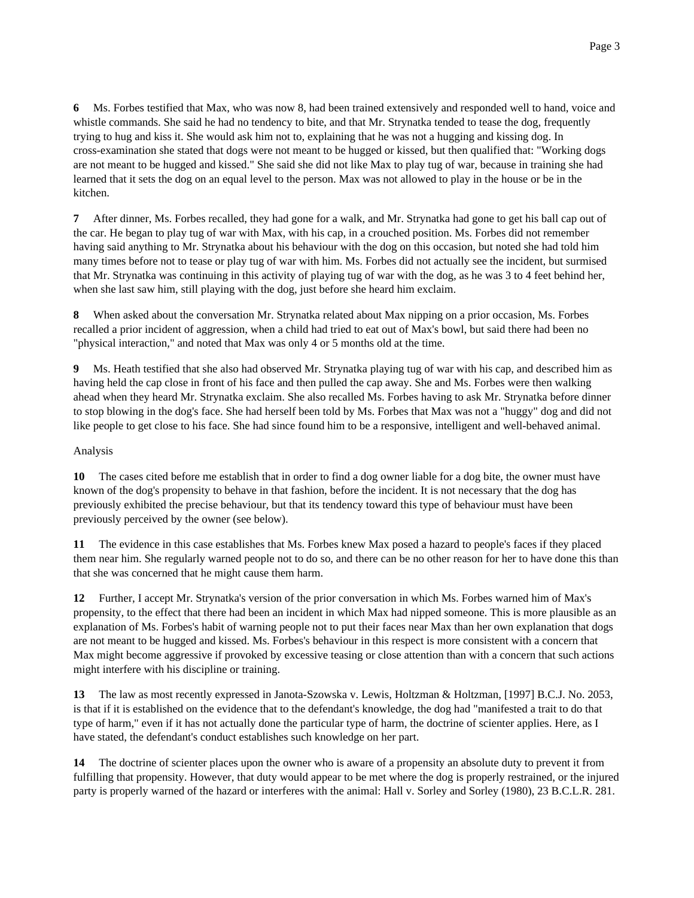**6** Ms. Forbes testified that Max, who was now 8, had been trained extensively and responded well to hand, voice and whistle commands. She said he had no tendency to bite, and that Mr. Strynatka tended to tease the dog, frequently trying to hug and kiss it. She would ask him not to, explaining that he was not a hugging and kissing dog. In cross-examination she stated that dogs were not meant to be hugged or kissed, but then qualified that: "Working dogs are not meant to be hugged and kissed." She said she did not like Max to play tug of war, because in training she had learned that it sets the dog on an equal level to the person. Max was not allowed to play in the house or be in the kitchen.

**7** After dinner, Ms. Forbes recalled, they had gone for a walk, and Mr. Strynatka had gone to get his ball cap out of the car. He began to play tug of war with Max, with his cap, in a crouched position. Ms. Forbes did not remember having said anything to Mr. Strynatka about his behaviour with the dog on this occasion, but noted she had told him many times before not to tease or play tug of war with him. Ms. Forbes did not actually see the incident, but surmised that Mr. Strynatka was continuing in this activity of playing tug of war with the dog, as he was 3 to 4 feet behind her, when she last saw him, still playing with the dog, just before she heard him exclaim.

**8** When asked about the conversation Mr. Strynatka related about Max nipping on a prior occasion, Ms. Forbes recalled a prior incident of aggression, when a child had tried to eat out of Max's bowl, but said there had been no "physical interaction," and noted that Max was only 4 or 5 months old at the time.

**9** Ms. Heath testified that she also had observed Mr. Strynatka playing tug of war with his cap, and described him as having held the cap close in front of his face and then pulled the cap away. She and Ms. Forbes were then walking ahead when they heard Mr. Strynatka exclaim. She also recalled Ms. Forbes having to ask Mr. Strynatka before dinner to stop blowing in the dog's face. She had herself been told by Ms. Forbes that Max was not a "huggy" dog and did not like people to get close to his face. She had since found him to be a responsive, intelligent and well-behaved animal.

Analysis

**10** The cases cited before me establish that in order to find a dog owner liable for a dog bite, the owner must have known of the dog's propensity to behave in that fashion, before the incident. It is not necessary that the dog has previously exhibited the precise behaviour, but that its tendency toward this type of behaviour must have been previously perceived by the owner (see below).

**11** The evidence in this case establishes that Ms. Forbes knew Max posed a hazard to people's faces if they placed them near him. She regularly warned people not to do so, and there can be no other reason for her to have done this than that she was concerned that he might cause them harm.

**12** Further, I accept Mr. Strynatka's version of the prior conversation in which Ms. Forbes warned him of Max's propensity, to the effect that there had been an incident in which Max had nipped someone. This is more plausible as an explanation of Ms. Forbes's habit of warning people not to put their faces near Max than her own explanation that dogs are not meant to be hugged and kissed. Ms. Forbes's behaviour in this respect is more consistent with a concern that Max might become aggressive if provoked by excessive teasing or close attention than with a concern that such actions might interfere with his discipline or training.

**13** The law as most recently expressed in Janota-Szowska v. Lewis, Holtzman & Holtzman, [1997] B.C.J. No. 2053, is that if it is established on the evidence that to the defendant's knowledge, the dog had "manifested a trait to do that type of harm," even if it has not actually done the particular type of harm, the doctrine of scienter applies. Here, as I have stated, the defendant's conduct establishes such knowledge on her part.

**14** The doctrine of scienter places upon the owner who is aware of a propensity an absolute duty to prevent it from fulfilling that propensity. However, that duty would appear to be met where the dog is properly restrained, or the injured party is properly warned of the hazard or interferes with the animal: Hall v. Sorley and Sorley (1980), 23 B.C.L.R. 281.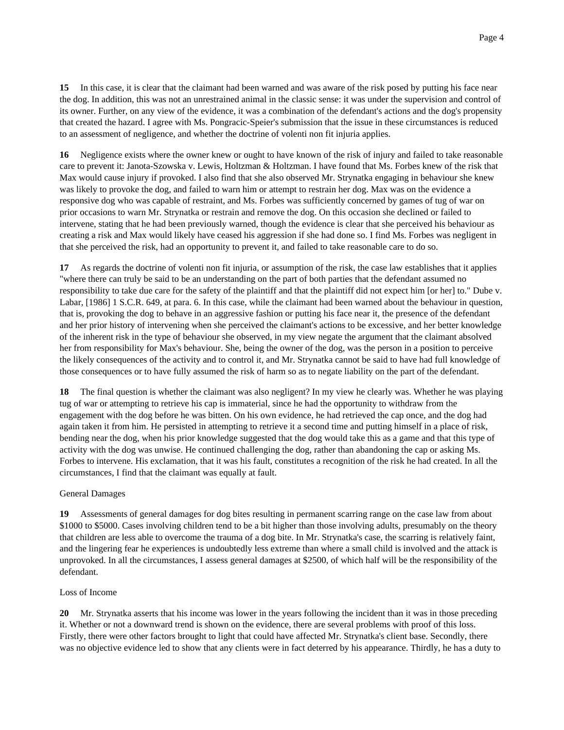**15** In this case, it is clear that the claimant had been warned and was aware of the risk posed by putting his face near the dog. In addition, this was not an unrestrained animal in the classic sense: it was under the supervision and control of its owner. Further, on any view of the evidence, it was a combination of the defendant's actions and the dog's propensity that created the hazard. I agree with Ms. Pongracic-Speier's submission that the issue in these circumstances is reduced to an assessment of negligence, and whether the doctrine of volenti non fit injuria applies.

**16** Negligence exists where the owner knew or ought to have known of the risk of injury and failed to take reasonable care to prevent it: Janota-Szowska v. Lewis, Holtzman & Holtzman. I have found that Ms. Forbes knew of the risk that Max would cause injury if provoked. I also find that she also observed Mr. Strynatka engaging in behaviour she knew was likely to provoke the dog, and failed to warn him or attempt to restrain her dog. Max was on the evidence a responsive dog who was capable of restraint, and Ms. Forbes was sufficiently concerned by games of tug of war on prior occasions to warn Mr. Strynatka or restrain and remove the dog. On this occasion she declined or failed to intervene, stating that he had been previously warned, though the evidence is clear that she perceived his behaviour as creating a risk and Max would likely have ceased his aggression if she had done so. I find Ms. Forbes was negligent in that she perceived the risk, had an opportunity to prevent it, and failed to take reasonable care to do so.

**17** As regards the doctrine of volenti non fit injuria, or assumption of the risk, the case law establishes that it applies "where there can truly be said to be an understanding on the part of both parties that the defendant assumed no responsibility to take due care for the safety of the plaintiff and that the plaintiff did not expect him [or her] to." Dube v. Labar, [1986] 1 S.C.R. 649, at para. 6. In this case, while the claimant had been warned about the behaviour in question, that is, provoking the dog to behave in an aggressive fashion or putting his face near it, the presence of the defendant and her prior history of intervening when she perceived the claimant's actions to be excessive, and her better knowledge of the inherent risk in the type of behaviour she observed, in my view negate the argument that the claimant absolved her from responsibility for Max's behaviour. She, being the owner of the dog, was the person in a position to perceive the likely consequences of the activity and to control it, and Mr. Strynatka cannot be said to have had full knowledge of those consequences or to have fully assumed the risk of harm so as to negate liability on the part of the defendant.

**18** The final question is whether the claimant was also negligent? In my view he clearly was. Whether he was playing tug of war or attempting to retrieve his cap is immaterial, since he had the opportunity to withdraw from the engagement with the dog before he was bitten. On his own evidence, he had retrieved the cap once, and the dog had again taken it from him. He persisted in attempting to retrieve it a second time and putting himself in a place of risk, bending near the dog, when his prior knowledge suggested that the dog would take this as a game and that this type of activity with the dog was unwise. He continued challenging the dog, rather than abandoning the cap or asking Ms. Forbes to intervene. His exclamation, that it was his fault, constitutes a recognition of the risk he had created. In all the circumstances, I find that the claimant was equally at fault.

General Damages

**19** Assessments of general damages for dog bites resulting in permanent scarring range on the case law from about $1000 to $5000. Cases involving children tend to be a bit higher than those involving adults, presumably on the theory that children are less able to overcome the trauma of a dog bite. In Mr. Strynatka's case, the scarring is relatively faint, and the lingering fear he experiences is undoubtedly less extreme than where a small child is involved and the attack is unprovoked. In all the circumstances, I assess general damages at $2500, of which half will be the responsibility of the defendant.

Loss of Income

**20** Mr. Strynatka asserts that his income was lower in the years following the incident than it was in those preceding it. Whether or not a downward trend is shown on the evidence, there are several problems with proof of this loss. Firstly, there were other factors brought to light that could have affected Mr. Strynatka's client base. Secondly, there was no objective evidence led to show that any clients were in fact deterred by his appearance. Thirdly, he has a duty to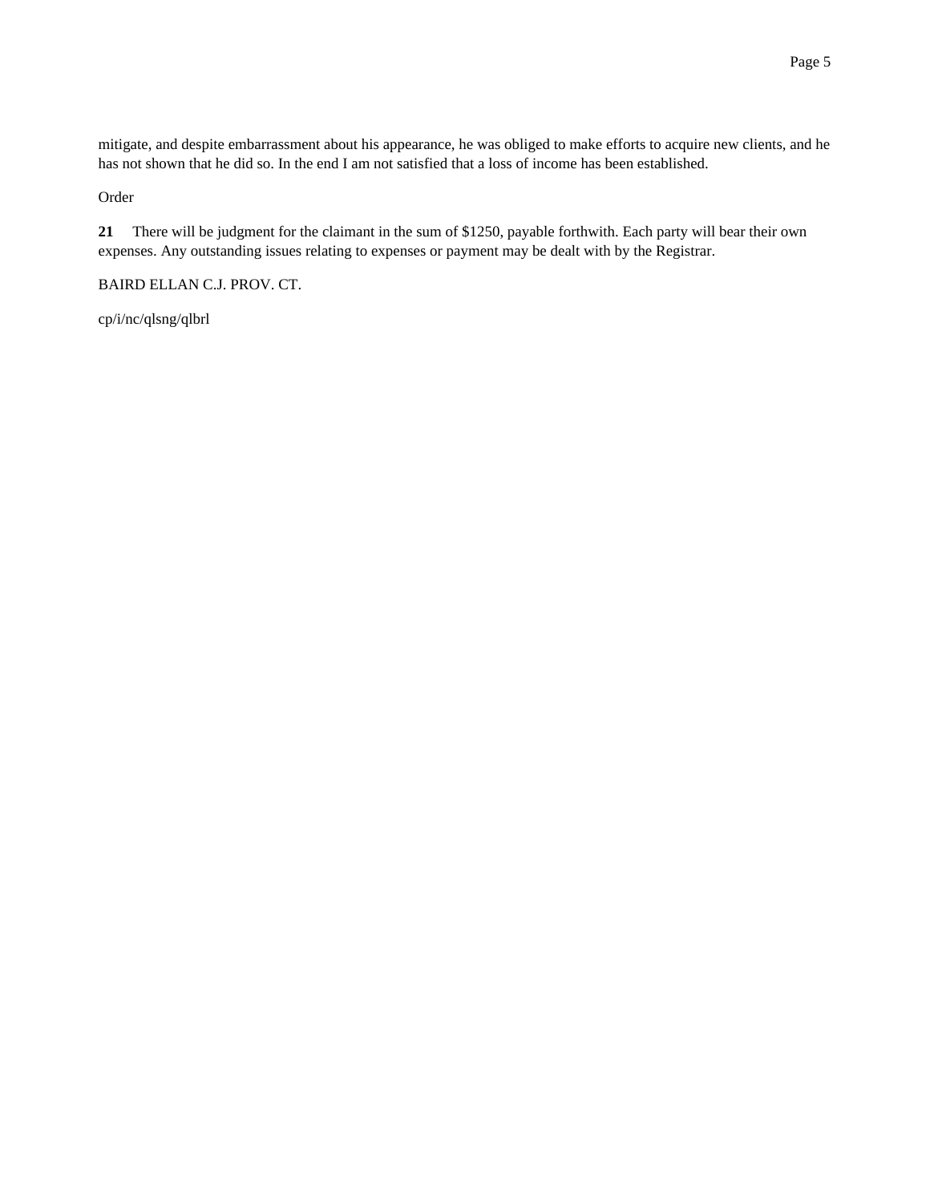mitigate, and despite embarrassment about his appearance, he was obliged to make efforts to acquire new clients, and he has not shown that he did so. In the end I am not satisfied that a loss of income has been established.

Order

**21** There will be judgment for the claimant in the sum of $1250, payable forthwith. Each party will bear their own expenses. Any outstanding issues relating to expenses or payment may be dealt with by the Registrar.

BAIRD ELLAN C.J. PROV. CT.

cp/i/nc/qlsng/qlbrl